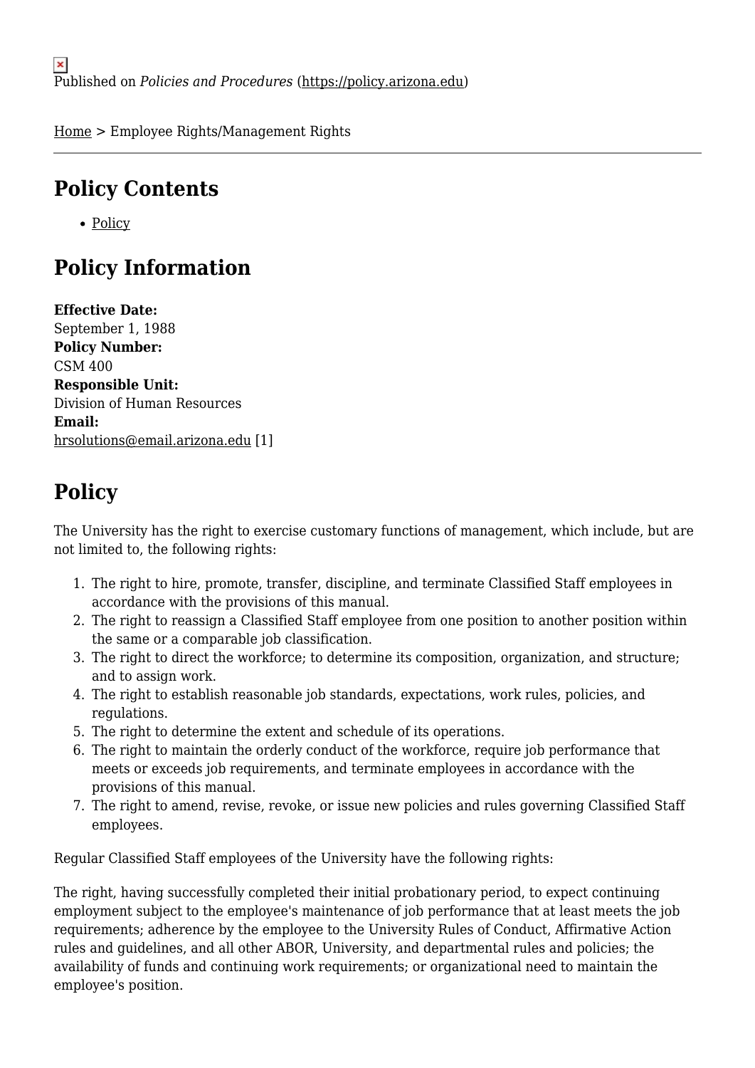Published on *Policies and Procedures* (https://policy.arizona.edu)

Home > Employee Rights/Management Rights

## Policy Contents

- Policy

## Policy Information

**Effective Date:**
September 1, 1988
**Policy Number:**
CSM 400
**Responsible Unit:**
Division of Human Resources
**Email:**
hrsolutions@email.arizona.edu [1]

## Policy

The University has the right to exercise customary functions of management, which include, but are not limited to, the following rights:

1. The right to hire, promote, transfer, discipline, and terminate Classified Staff employees in accordance with the provisions of this manual.
2. The right to reassign a Classified Staff employee from one position to another position within the same or a comparable job classification.
3. The right to direct the workforce; to determine its composition, organization, and structure; and to assign work.
4. The right to establish reasonable job standards, expectations, work rules, policies, and regulations.
5. The right to determine the extent and schedule of its operations.
6. The right to maintain the orderly conduct of the workforce, require job performance that meets or exceeds job requirements, and terminate employees in accordance with the provisions of this manual.
7. The right to amend, revise, revoke, or issue new policies and rules governing Classified Staff employees.

Regular Classified Staff employees of the University have the following rights:

The right, having successfully completed their initial probationary period, to expect continuing employment subject to the employee's maintenance of job performance that at least meets the job requirements; adherence by the employee to the University Rules of Conduct, Affirmative Action rules and guidelines, and all other ABOR, University, and departmental rules and policies; the availability of funds and continuing work requirements; or organizational need to maintain the employee's position.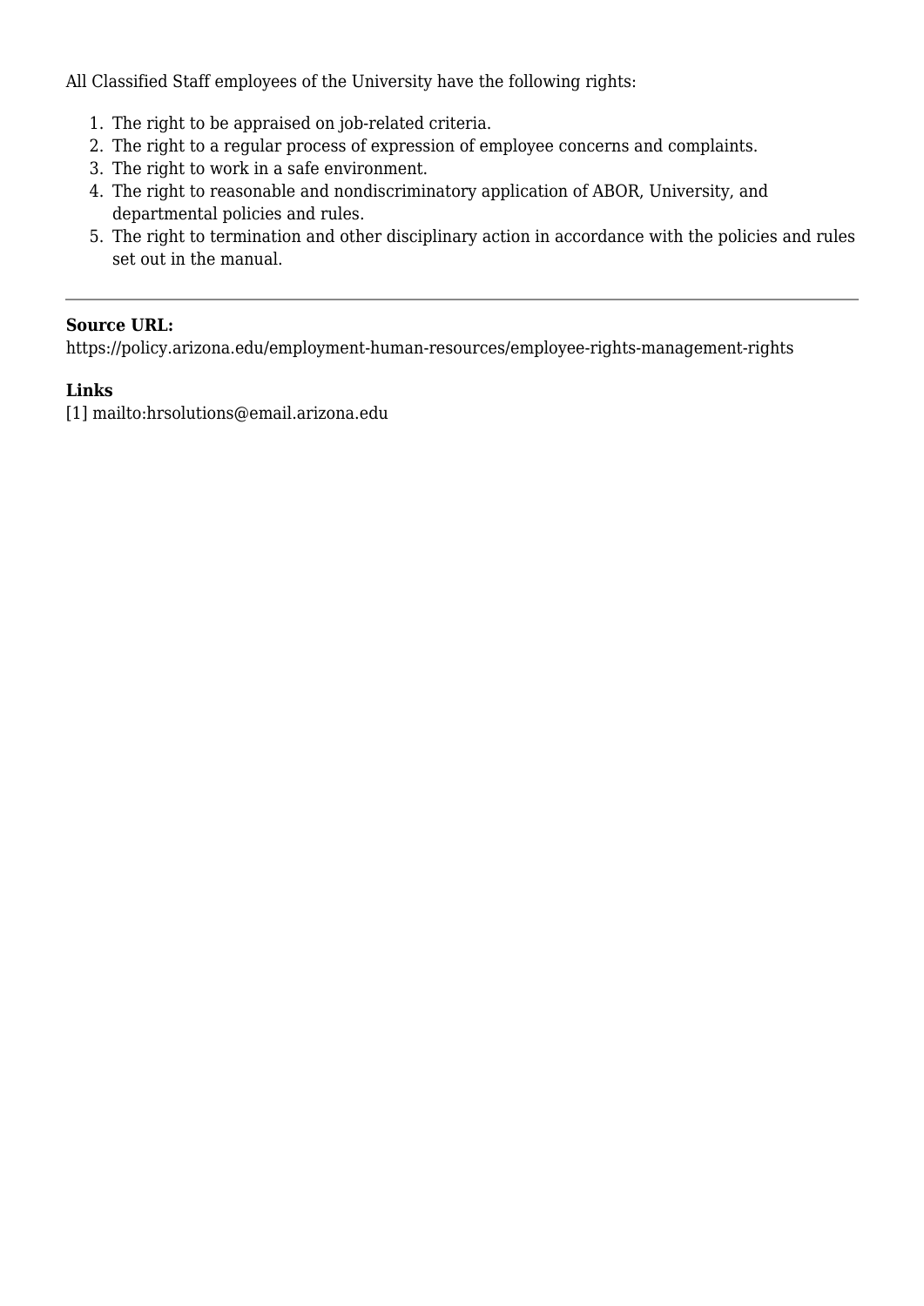All Classified Staff employees of the University have the following rights:

1. The right to be appraised on job-related criteria.
2. The right to a regular process of expression of employee concerns and complaints.
3. The right to work in a safe environment.
4. The right to reasonable and nondiscriminatory application of ABOR, University, and departmental policies and rules.
5. The right to termination and other disciplinary action in accordance with the policies and rules set out in the manual.

---

**Source URL:**
https://policy.arizona.edu/employment-human-resources/employee-rights-management-rights

**Links**
[1] mailto:hrsolutions@email.arizona.edu